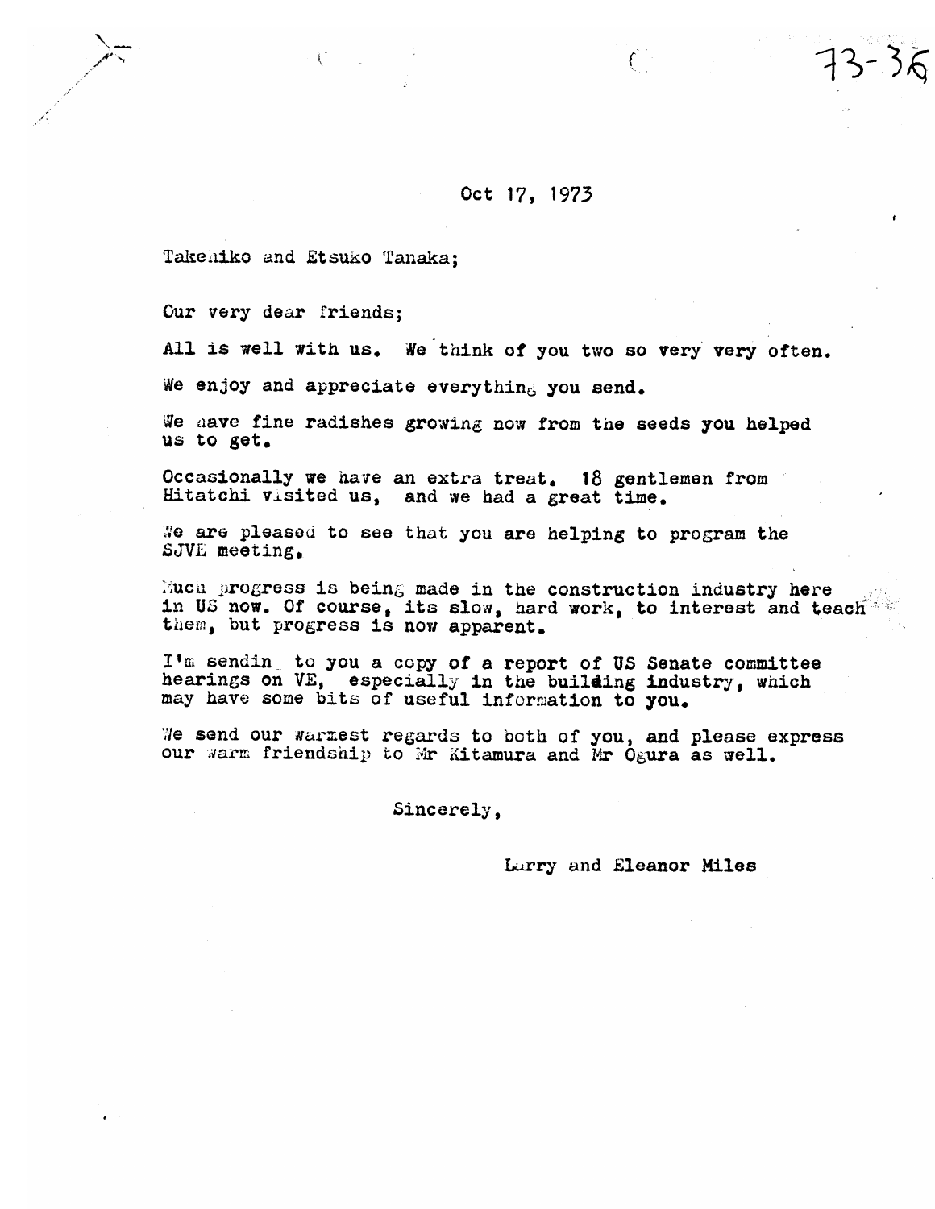73-36

Oct 17, 1973

Takehiko and Etsuko Tanaka;

Our very dear friends;

All is well with us. We think of you two so very very often.

We enjoy and appreciate everything you send.

We have fine radishes growing now from the seeds you helped us to get.

Occasionally we have an extra treat. 18 gentlemen from Hitatchi visited us, and we had a great time.

We are pleased to see that you are helping to program the SJVE meeting.

Much progress is being made in the construction industry here in US now. Of course, its slow, hard work, to interest and teach them, but progress is now apparent.

I'm sendin to you a copy of a report of US Senate committee hearings on VE, especially in the building industry, which may have some bits of useful information to you.

We send our warmest regards to both of you, and please express our warm friendship to Mr Kitamura and Mr Ogura as well.

Sincerely,

Larry and Eleanor Miles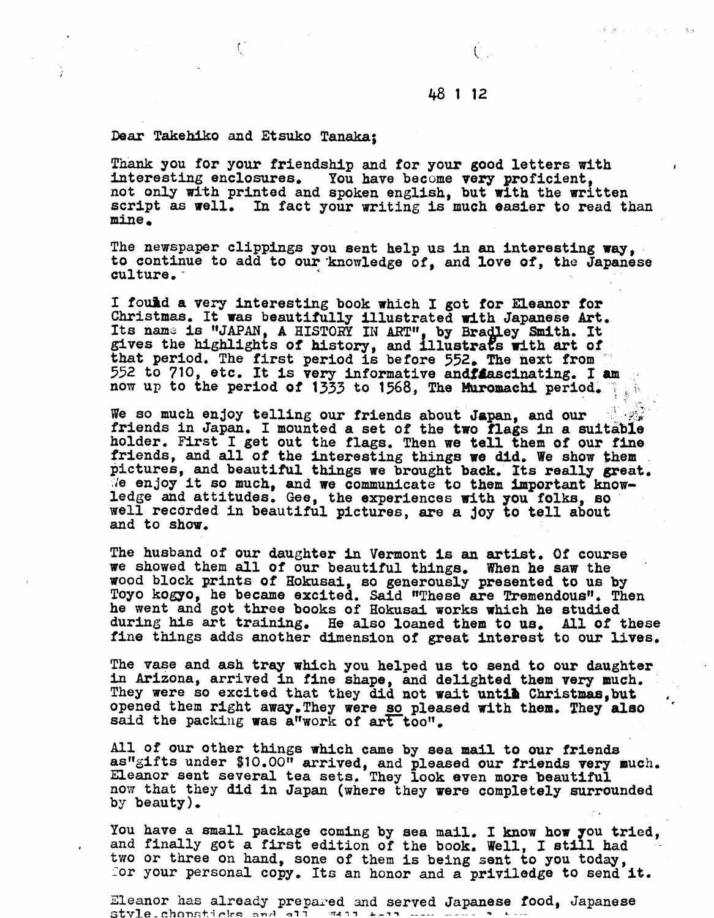48 1 12

Dear Takehiko and Etsuko Tanaka;

Thank you for your friendship and for your good letters with interesting enclosures. You have become very proficient, not only with printed and spoken english, but with the written script as well. In fact your writing is much easier to read than mine.

The newspaper clippings you sent help us in an interesting way, to continue to add to our knowledge of, and love of, the Japanese culture.

I found a very interesting book which I got for Eleanor for Christmas. It was beautifully illustrated with Japanese Art. Its name is "JAPAN, A HISTORY IN ART", by Bradley Smith. It gives the highlights of history, and illustrats with art of that period. The first period is before 552. The next from 552 to 710, etc. It is very informative andfascinating. I am now up to the period of 1333 to 1568, The Muromachi period.

We so much enjoy telling our friends about Japan, and our friends in Japan. I mounted a set of the two flags in a suitable holder. First I get out the flags. Then we tell them of our fine friends, and all of the interesting things we did. We show them pictures, and beautiful things we brought back. Its really great. We enjoy it so much, and we communicate to them important knowledge and attitudes. Gee, the experiences with you folks, so well recorded in beautiful pictures, are a joy to tell about and to show.

The husband of our daughter in Vermont is an artist. Of course we showed them all of our beautiful things. When he saw the wood block prints of Hokusai, so generously presented to us by Toyo kogyo, he became excited. Said "These are Tremendous". Then he went and got three books of Hokusai works which he studied during his art training. He also loaned them to us. All of these fine things adds another dimension of great interest to our lives.

The vase and ash tray which you helped us to send to our daughter in Arizona, arrived in fine shape, and delighted them very much. They were so excited that they did not wait untill Christmas,but opened them right away.They were so pleased with them. They also said the packing was a"work of art too".

All of our other things which came by sea mail to our friends as"gifts under $10.00" arrived, and pleased our friends very much. Eleanor sent several tea sets. They look even more beautiful now that they did in Japan (where they were completely surrounded by beauty).

You have a small package coming by sea mail. I know how you tried, and finally got a first edition of the book. Well, I still had two or three on hand, sone of them is being sent to you today, for your personal copy. Its an honor and a priviledge to send it.

Eleanor has already prepared and served Japanese food, Japanese style.chopsticks and all.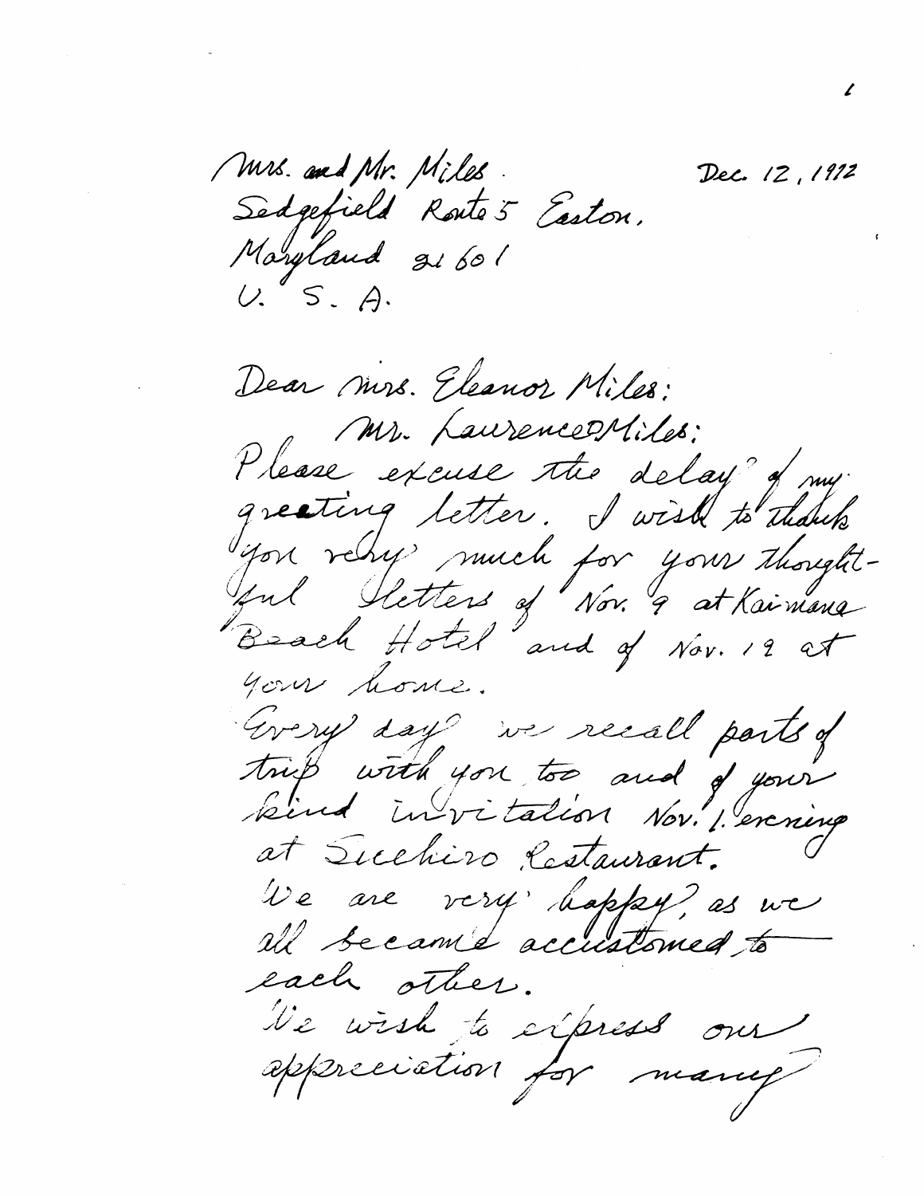Mrs. and Mr. Miles
Sedgefield Route 5 Easton,
Maryland 21601
U. S. A.

Dec. 12, 1972

Dear Mrs. Eleanor Miles:
Mr. Laurence D Miles:
Please excuse the delay of my greeting letter. I wish to thank you very much for your thoughtful letters of Nov. 9 at Kaimana Beach Hotel and of Nov. 19 at your home.
Every day we recall parts of trip with you too and of your kind invitation Nov. 1 evening at Suehiro Restaurant.
We are very happy, as we all became accustomed to each other.
We wish to express our appreciation for many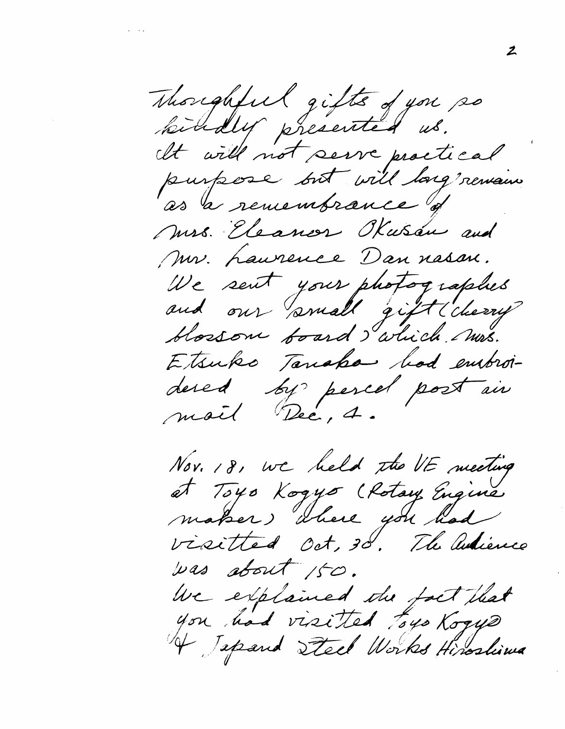thoughtful gifts of you so kindly presented us.
It will not serve practical purpose but will long remain as a remembrance of Mrs. Eleanor Okusan and Mr. Lawrence Dan nasan.
We sent your photographes and our small gift (cherry blossom board) which Mrs. Etsuko Tanaka had embroidered by parcel post air mail Dec. 4.

Nov. 18, we held the VE meeting at Toyo Kogyo (Rotary Engine maker) where you had visitted Oct. 30. The audience was about 150.
We explained the fact that you had visitted Toyo Kogyo & Japand Steel Works Hiroshima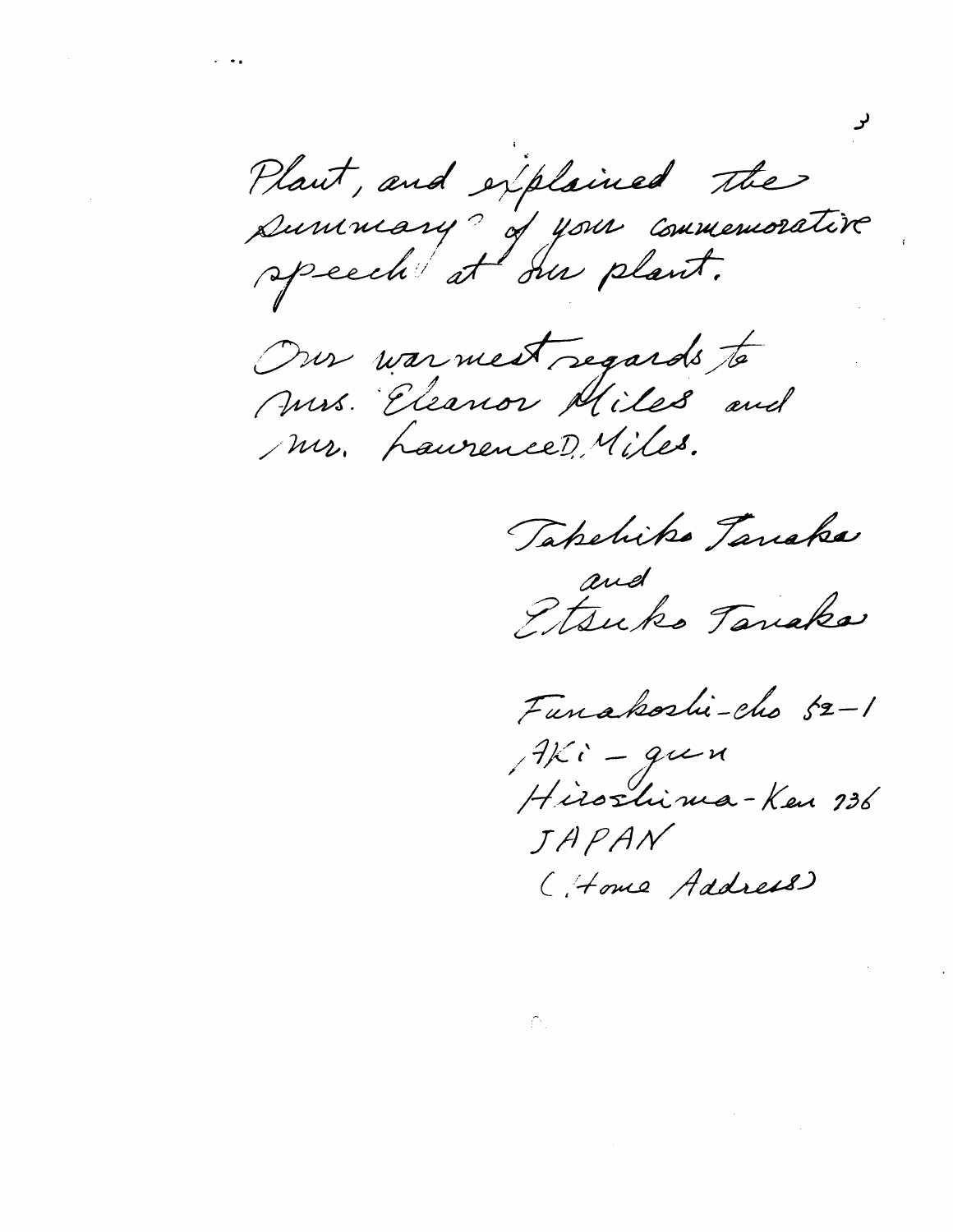Plant, and explained the summary of your commemorative speech at our plant.

Our warmest regards to Mrs. Eleanor Miles and Mr. Laurence D. Miles.

Takehiko Tanaka
and
Etsuko Tanaka

Funakoshi-cho 52-1
Aki-gun
Hiroshima-Ken 736
JAPAN
(Home Address)